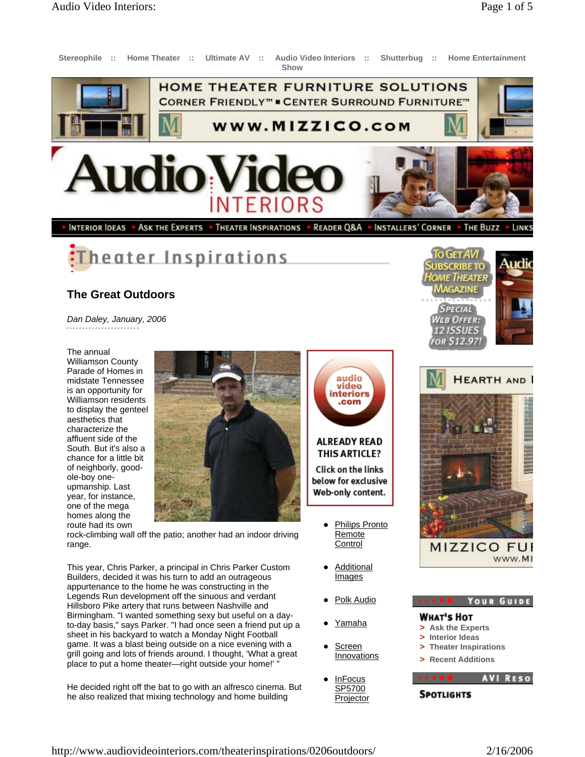Stereophile :: Home Theater :: Ultimate AV :: Audio Video Interiors :: Shutterbug :: Home Entertainment Show

HOME THEATER FURNITURE SOLUTIONS
CORNER FRIENDLY™ ■ CENTER SURROUND FURNITURE™
www.MIZZICO.com

Audio Video INTERIORS

▸ Interior Ideas ▸ Ask the Experts ▸ Theater Inspirations ▸ Reader Q&A ▸ Installers' Corner ▸ The Buzz ▸ Links

# Theater Inspirations

## The Great Outdoors

*Dan Daley, January, 2006*

The annual Williamson County Parade of Homes in midstate Tennessee is an opportunity for Williamson residents to display the genteel aesthetics that characterize the affluent side of the South. But it's also a chance for a little bit of neighborly, good-ole-boy one-upmanship. Last year, for instance, one of the mega homes along the route had its own rock-climbing wall off the patio; another had an indoor driving range.

This year, Chris Parker, a principal in Chris Parker Custom Builders, decided it was his turn to add an outrageous appurtenance to the home he was constructing in the Legends Run development off the sinuous and verdant Hillsboro Pike artery that runs between Nashville and Birmingham. "I wanted something sexy but useful on a day-to-day basis," says Parker. "I had once seen a friend put up a sheet in his backyard to watch a Monday Night Football game. It was a blast being outside on a nice evening with a grill going and lots of friends around. I thought, 'What a great place to put a home theater—right outside your home!' "

He decided right off the bat to go with an alfresco cinema. But he also realized that mixing technology and home building

audio video interiors .com

ALREADY READ THIS ARTICLE?
Click on the links below for exclusive Web-only content.

- Philips Pronto Remote Control
- Additional Images
- Polk Audio
- Yamaha
- Screen Innovations
- InFocus SP5700 Projector

To Get AVI Subscribe to Home Theater Magazine
Special Web Offer: 12 Issues for $12.97!

HEARTH AND
MIZZICO FU
www.MI

YOUR GUIDE

**WHAT'S HOT**

- > Ask the Experts
- > Interior Ideas
- > Theater Inspirations
- > Recent Additions

AVI RESO

**SPOTLIGHTS**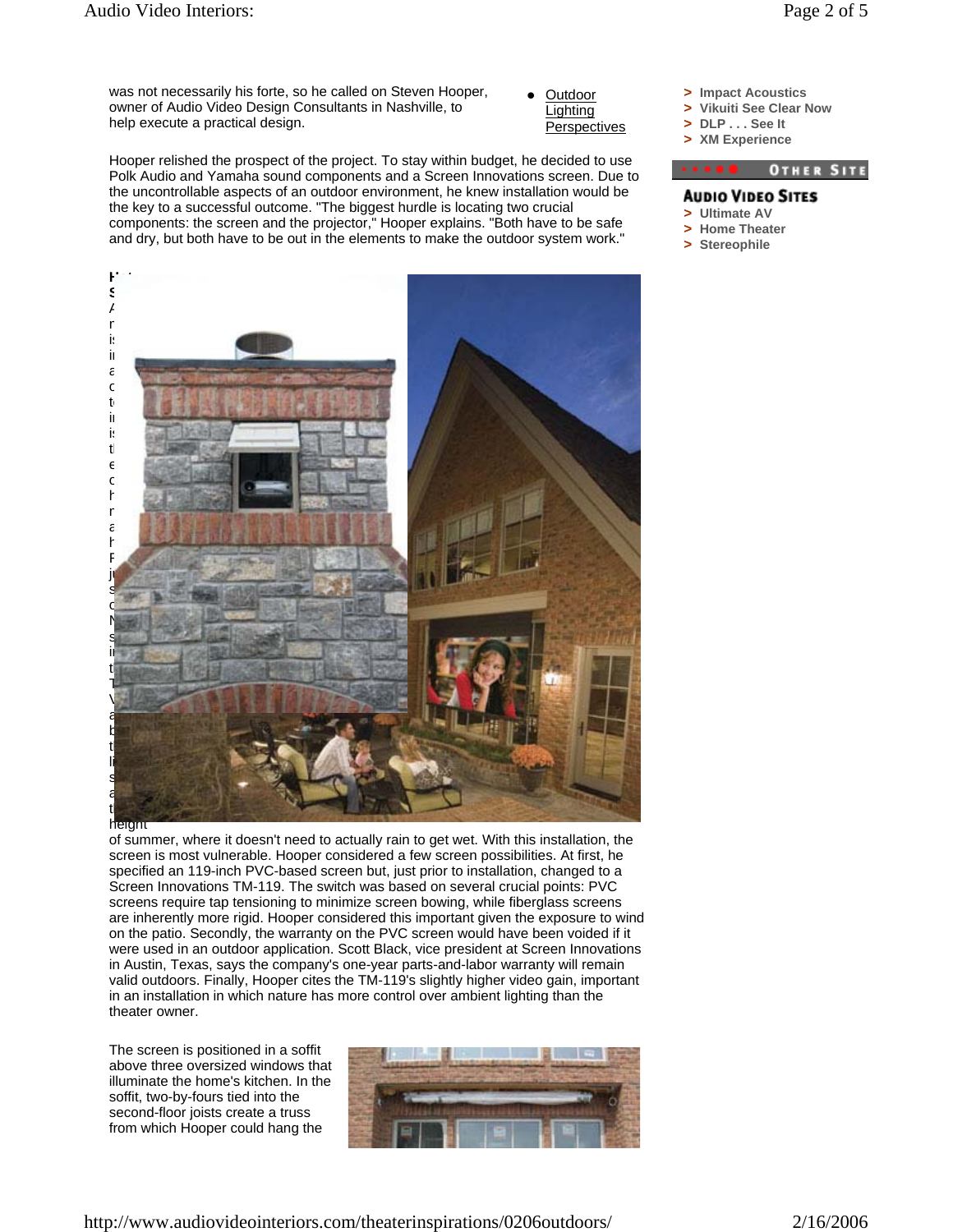was not necessarily his forte, so he called on Steven Hooper, owner of Audio Video Design Consultants in Nashville, to help execute a practical design.

- Outdoor Lighting Perspectives

> Impact Acoustics
> Vikuiti See Clear Now
> DLP . . . See It
> XM Experience

OTHER SITE

**AUDIO VIDEO SITES**

> Ultimate AV
> Home Theater
> Stereophile

Hooper relished the prospect of the project. To stay within budget, he decided to use Polk Audio and Yamaha sound components and a Screen Innovations screen. Due to the uncontrollable aspects of an outdoor environment, he knew installation would be the key to a successful outcome. "The biggest hurdle is locating two crucial components: the screen and the projector," Hooper explains. "Both have to be safe and dry, but both have to be out in the elements to make the outdoor system work."

height of summer, where it doesn't need to actually rain to get wet. With this installation, the screen is most vulnerable. Hooper considered a few screen possibilities. At first, he specified an 119-inch PVC-based screen but, just prior to installation, changed to a Screen Innovations TM-119. The switch was based on several crucial points: PVC screens require tap tensioning to minimize screen bowing, while fiberglass screens are inherently more rigid. Hooper considered this important given the exposure to wind on the patio. Secondly, the warranty on the PVC screen would have been voided if it were used in an outdoor application. Scott Black, vice president at Screen Innovations in Austin, Texas, says the company's one-year parts-and-labor warranty will remain valid outdoors. Finally, Hooper cites the TM-119's slightly higher video gain, important in an installation in which nature has more control over ambient lighting than the theater owner.

The screen is positioned in a soffit above three oversized windows that illuminate the home's kitchen. In the soffit, two-by-fours tied into the second-floor joists create a truss from which Hooper could hang the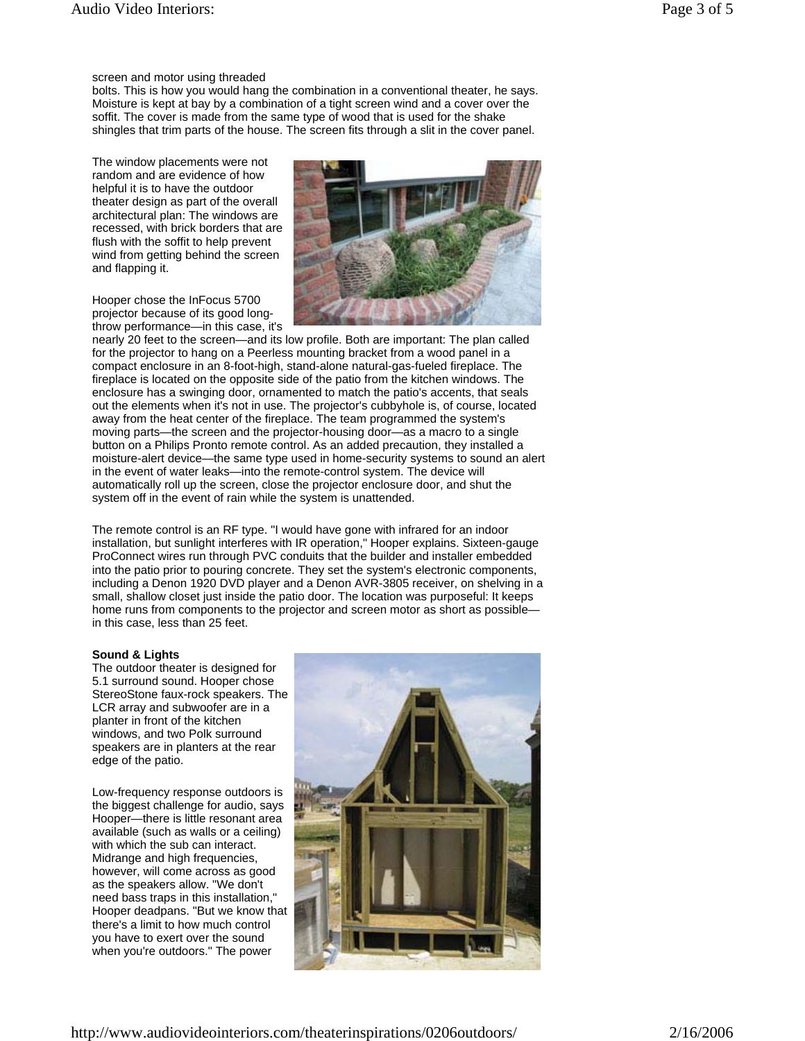screen and motor using threaded bolts. This is how you would hang the combination in a conventional theater, he says. Moisture is kept at bay by a combination of a tight screen wind and a cover over the soffit. The cover is made from the same type of wood that is used for the shake shingles that trim parts of the house. The screen fits through a slit in the cover panel.

The window placements were not random and are evidence of how helpful it is to have the outdoor theater design as part of the overall architectural plan: The windows are recessed, with brick borders that are flush with the soffit to help prevent wind from getting behind the screen and flapping it.

Hooper chose the InFocus 5700 projector because of its good long-throw performance—in this case, it's nearly 20 feet to the screen—and its low profile. Both are important: The plan called for the projector to hang on a Peerless mounting bracket from a wood panel in a compact enclosure in an 8-foot-high, stand-alone natural-gas-fueled fireplace. The fireplace is located on the opposite side of the patio from the kitchen windows. The enclosure has a swinging door, ornamented to match the patio's accents, that seals out the elements when it's not in use. The projector's cubbyhole is, of course, located away from the heat center of the fireplace. The team programmed the system's moving parts—the screen and the projector-housing door—as a macro to a single button on a Philips Pronto remote control. As an added precaution, they installed a moisture-alert device—the same type used in home-security systems to sound an alert in the event of water leaks—into the remote-control system. The device will automatically roll up the screen, close the projector enclosure door, and shut the system off in the event of rain while the system is unattended.

The remote control is an RF type. "I would have gone with infrared for an indoor installation, but sunlight interferes with IR operation," Hooper explains. Sixteen-gauge ProConnect wires run through PVC conduits that the builder and installer embedded into the patio prior to pouring concrete. They set the system's electronic components, including a Denon 1920 DVD player and a Denon AVR-3805 receiver, on shelving in a small, shallow closet just inside the patio door. The location was purposeful: It keeps home runs from components to the projector and screen motor as short as possible—in this case, less than 25 feet.

**Sound & Lights**

The outdoor theater is designed for 5.1 surround sound. Hooper chose StereoStone faux-rock speakers. The LCR array and subwoofer are in a planter in front of the kitchen windows, and two Polk surround speakers are in planters at the rear edge of the patio.

Low-frequency response outdoors is the biggest challenge for audio, says Hooper—there is little resonant area available (such as walls or a ceiling) with which the sub can interact. Midrange and high frequencies, however, will come across as good as the speakers allow. "We don't need bass traps in this installation," Hooper deadpans. "But we know that there's a limit to how much control you have to exert over the sound when you're outdoors." The power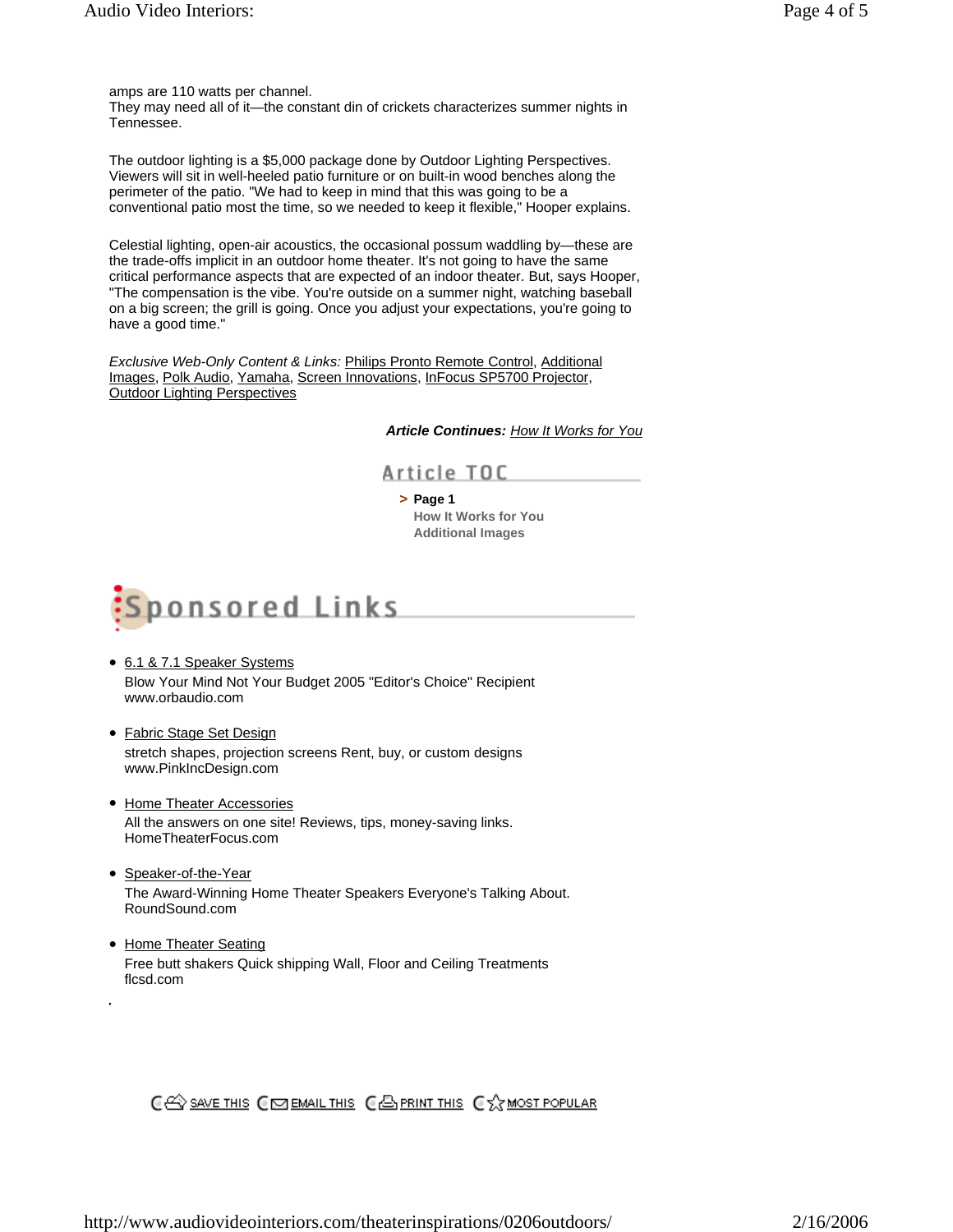amps are 110 watts per channel.
They may need all of it—the constant din of crickets characterizes summer nights in Tennessee.

The outdoor lighting is a $5,000 package done by Outdoor Lighting Perspectives. Viewers will sit in well-heeled patio furniture or on built-in wood benches along the perimeter of the patio. "We had to keep in mind that this was going to be a conventional patio most the time, so we needed to keep it flexible," Hooper explains.

Celestial lighting, open-air acoustics, the occasional possum waddling by—these are the trade-offs implicit in an outdoor home theater. It's not going to have the same critical performance aspects that are expected of an indoor theater. But, says Hooper, "The compensation is the vibe. You're outside on a summer night, watching baseball on a big screen; the grill is going. Once you adjust your expectations, you're going to have a good time."

*Exclusive Web-Only Content & Links:* Philips Pronto Remote Control, Additional Images, Polk Audio, Yamaha, Screen Innovations, InFocus SP5700 Projector, Outdoor Lighting Perspectives

***Article Continues:*** *How It Works for You*

## Article TOC

> **Page 1**
How It Works for You
Additional Images

## Sponsored Links

- 6.1 & 7.1 Speaker Systems
  Blow Your Mind Not Your Budget 2005 "Editor's Choice" Recipient
  www.orbaudio.com

- Fabric Stage Set Design
  stretch shapes, projection screens Rent, buy, or custom designs
  www.PinkIncDesign.com

- Home Theater Accessories
  All the answers on one site! Reviews, tips, money-saving links.
  HomeTheaterFocus.com

- Speaker-of-the-Year
  The Award-Winning Home Theater Speakers Everyone's Talking About.
  RoundSound.com

- Home Theater Seating
  Free butt shakers Quick shipping Wall, Floor and Ceiling Treatments
  flcsd.com

SAVE THIS | EMAIL THIS | PRINT THIS | MOST POPULAR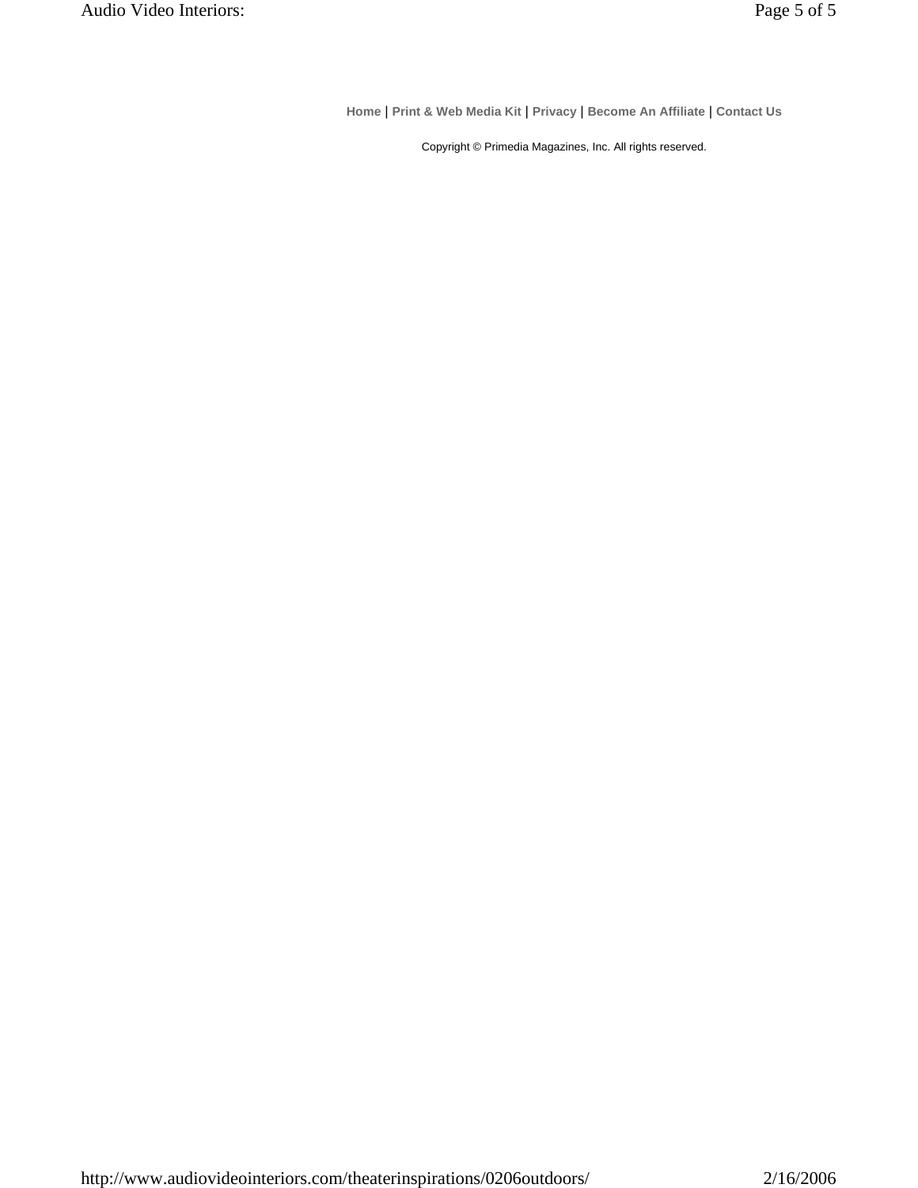**Home** | **Print & Web Media Kit** | **Privacy** | **Become An Affiliate** | **Contact Us**

Copyright © Primedia Magazines, Inc. All rights reserved.